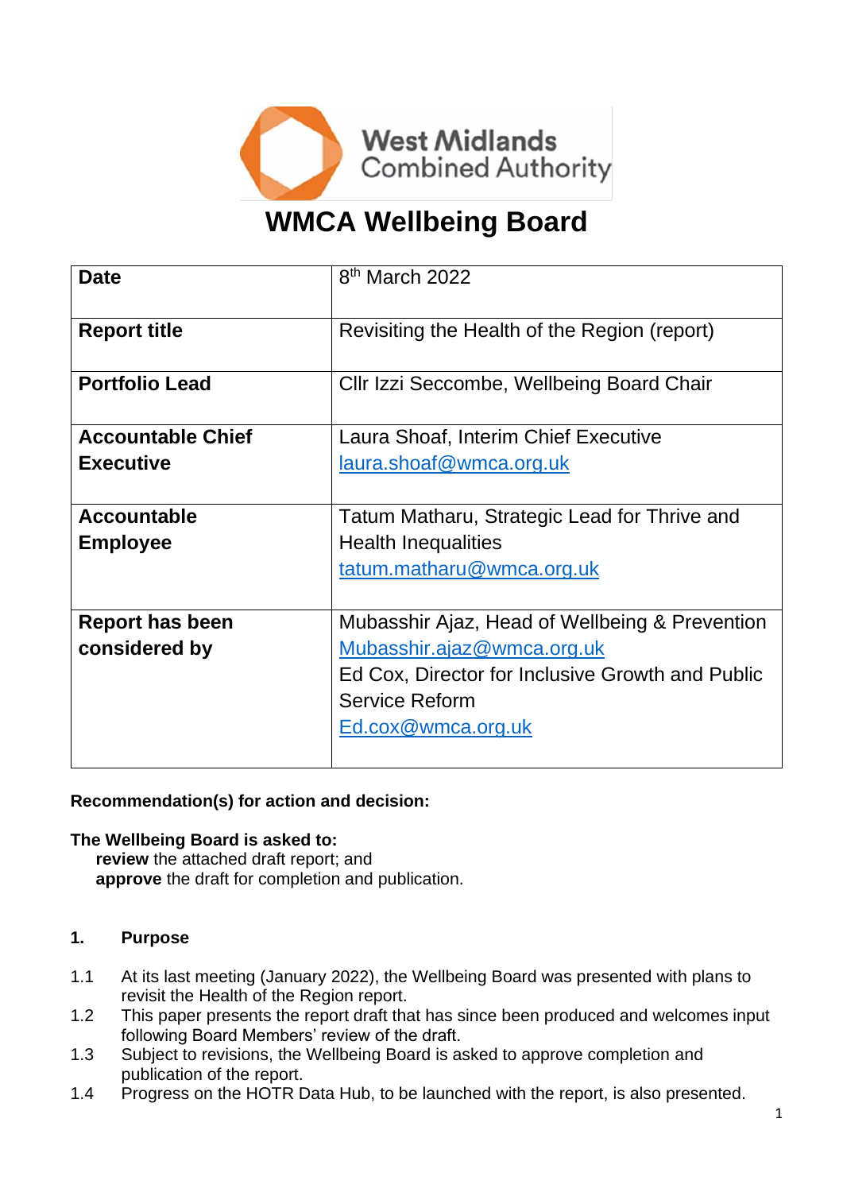West Midlands Combined Authority

# WMCA Wellbeing Board

| | |
|---|---|
| **Date** | 8th March 2022 |
| **Report title** | Revisiting the Health of the Region (report) |
| **Portfolio Lead** | Cllr Izzi Seccombe, Wellbeing Board Chair |
| **Accountable Chief Executive** | Laura Shoaf, Interim Chief Executive<br>laura.shoaf@wmca.org.uk |
| **Accountable Employee** | Tatum Matharu, Strategic Lead for Thrive and Health Inequalities<br>tatum.matharu@wmca.org.uk |
| **Report has been considered by** | Mubasshir Ajaz, Head of Wellbeing & Prevention<br>Mubasshir.ajaz@wmca.org.uk<br>Ed Cox, Director for Inclusive Growth and Public Service Reform<br>Ed.cox@wmca.org.uk |

**Recommendation(s) for action and decision:**

**The Wellbeing Board is asked to:**

**review** the attached draft report; and
**approve** the draft for completion and publication.

## 1. Purpose

1.1 At its last meeting (January 2022), the Wellbeing Board was presented with plans to revisit the Health of the Region report.

1.2 This paper presents the report draft that has since been produced and welcomes input following Board Members' review of the draft.

1.3 Subject to revisions, the Wellbeing Board is asked to approve completion and publication of the report.

1.4 Progress on the HOTR Data Hub, to be launched with the report, is also presented.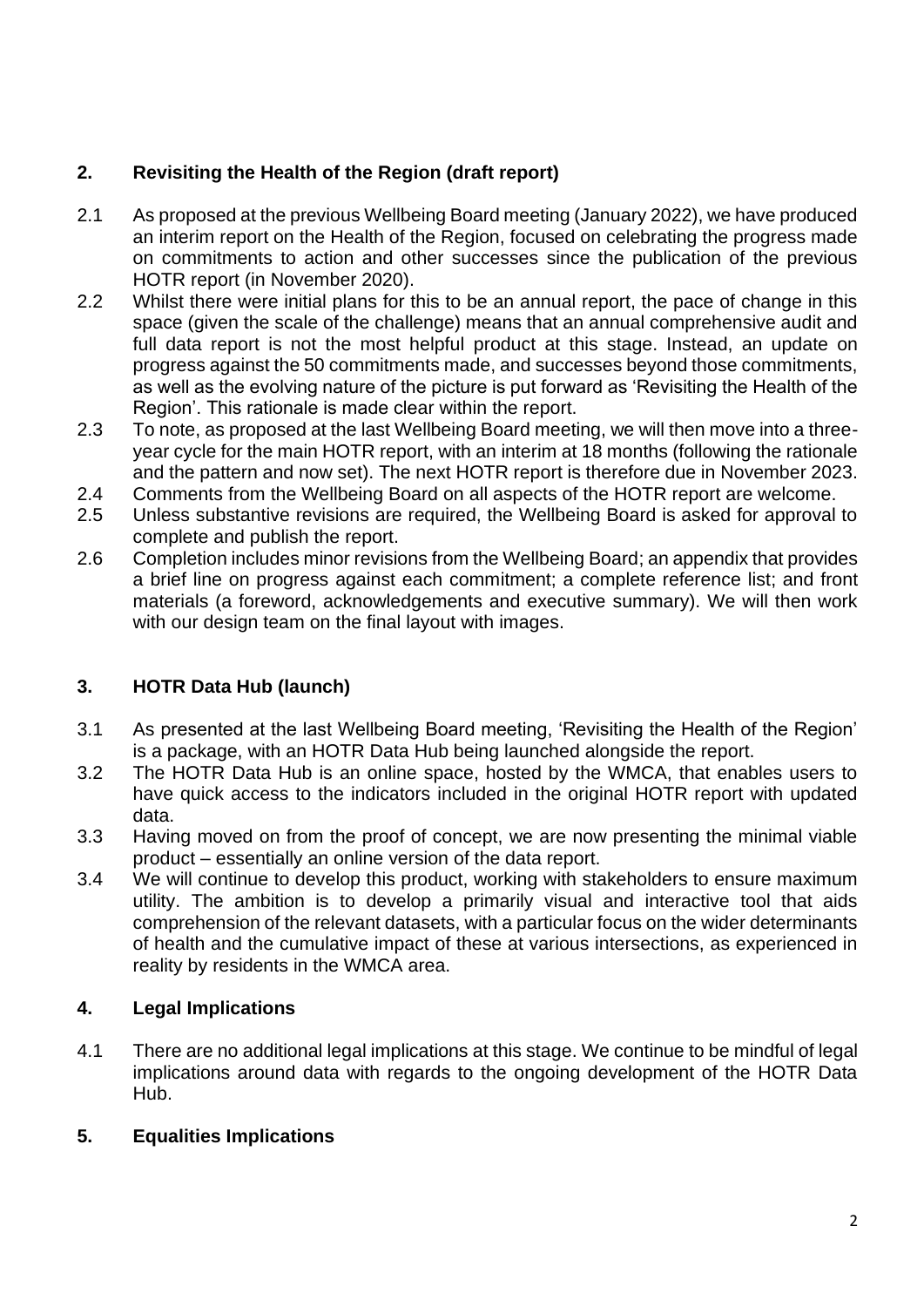## 2. Revisiting the Health of the Region (draft report)

2.1 As proposed at the previous Wellbeing Board meeting (January 2022), we have produced an interim report on the Health of the Region, focused on celebrating the progress made on commitments to action and other successes since the publication of the previous HOTR report (in November 2020).

2.2 Whilst there were initial plans for this to be an annual report, the pace of change in this space (given the scale of the challenge) means that an annual comprehensive audit and full data report is not the most helpful product at this stage. Instead, an update on progress against the 50 commitments made, and successes beyond those commitments, as well as the evolving nature of the picture is put forward as 'Revisiting the Health of the Region'. This rationale is made clear within the report.

2.3 To note, as proposed at the last Wellbeing Board meeting, we will then move into a three-year cycle for the main HOTR report, with an interim at 18 months (following the rationale and the pattern and now set). The next HOTR report is therefore due in November 2023.

2.4 Comments from the Wellbeing Board on all aspects of the HOTR report are welcome.

2.5 Unless substantive revisions are required, the Wellbeing Board is asked for approval to complete and publish the report.

2.6 Completion includes minor revisions from the Wellbeing Board; an appendix that provides a brief line on progress against each commitment; a complete reference list; and front materials (a foreword, acknowledgements and executive summary). We will then work with our design team on the final layout with images.

## 3. HOTR Data Hub (launch)

3.1 As presented at the last Wellbeing Board meeting, 'Revisiting the Health of the Region' is a package, with an HOTR Data Hub being launched alongside the report.

3.2 The HOTR Data Hub is an online space, hosted by the WMCA, that enables users to have quick access to the indicators included in the original HOTR report with updated data.

3.3 Having moved on from the proof of concept, we are now presenting the minimal viable product – essentially an online version of the data report.

3.4 We will continue to develop this product, working with stakeholders to ensure maximum utility. The ambition is to develop a primarily visual and interactive tool that aids comprehension of the relevant datasets, with a particular focus on the wider determinants of health and the cumulative impact of these at various intersections, as experienced in reality by residents in the WMCA area.

## 4. Legal Implications

4.1 There are no additional legal implications at this stage. We continue to be mindful of legal implications around data with regards to the ongoing development of the HOTR Data Hub.

## 5. Equalities Implications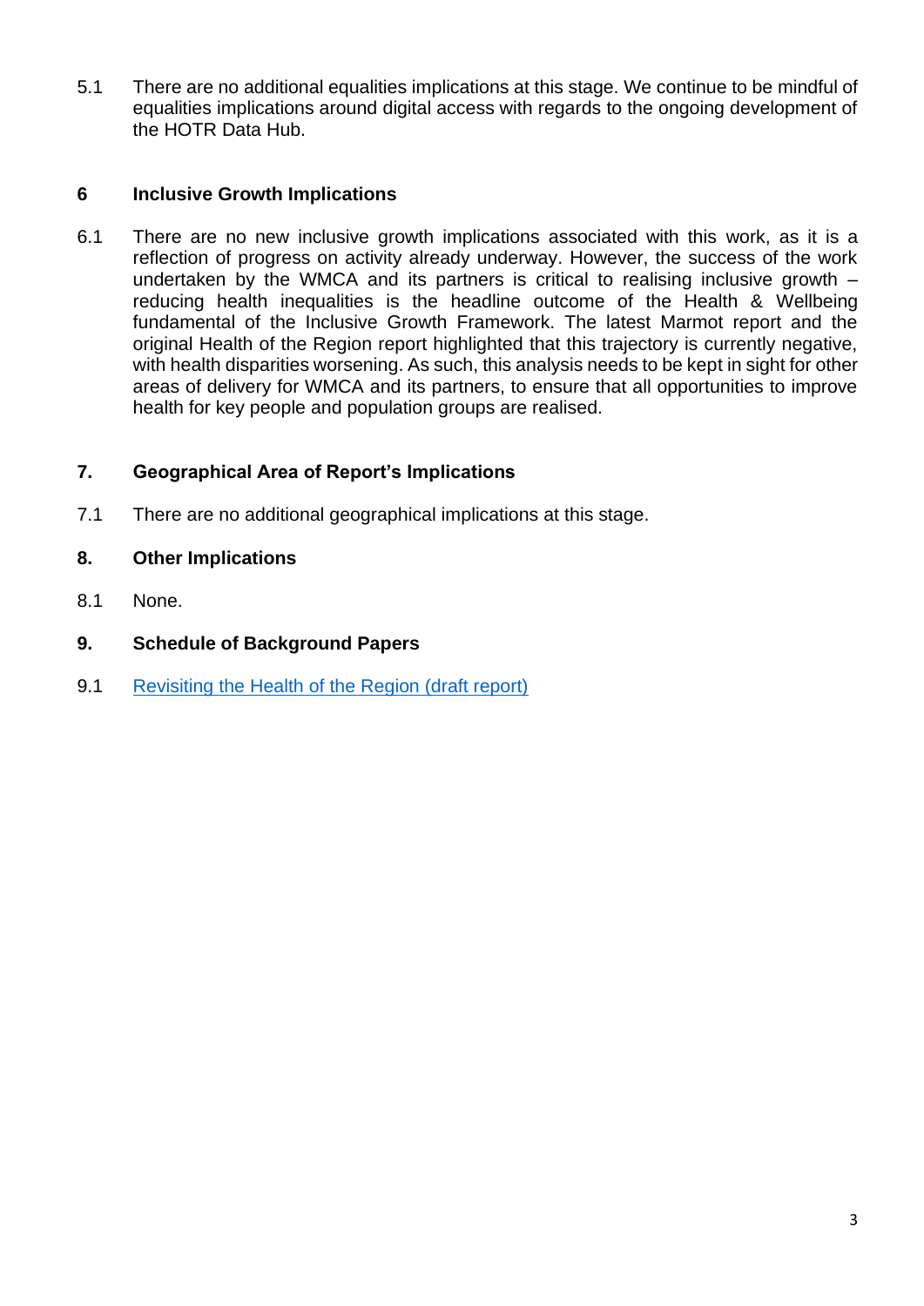5.1 There are no additional equalities implications at this stage. We continue to be mindful of equalities implications around digital access with regards to the ongoing development of the HOTR Data Hub.

## 6 Inclusive Growth Implications

6.1 There are no new inclusive growth implications associated with this work, as it is a reflection of progress on activity already underway. However, the success of the work undertaken by the WMCA and its partners is critical to realising inclusive growth – reducing health inequalities is the headline outcome of the Health & Wellbeing fundamental of the Inclusive Growth Framework. The latest Marmot report and the original Health of the Region report highlighted that this trajectory is currently negative, with health disparities worsening. As such, this analysis needs to be kept in sight for other areas of delivery for WMCA and its partners, to ensure that all opportunities to improve health for key people and population groups are realised.

## 7. Geographical Area of Report's Implications

7.1 There are no additional geographical implications at this stage.

## 8. Other Implications

8.1 None.

## 9. Schedule of Background Papers

9.1 Revisiting the Health of the Region (draft report)